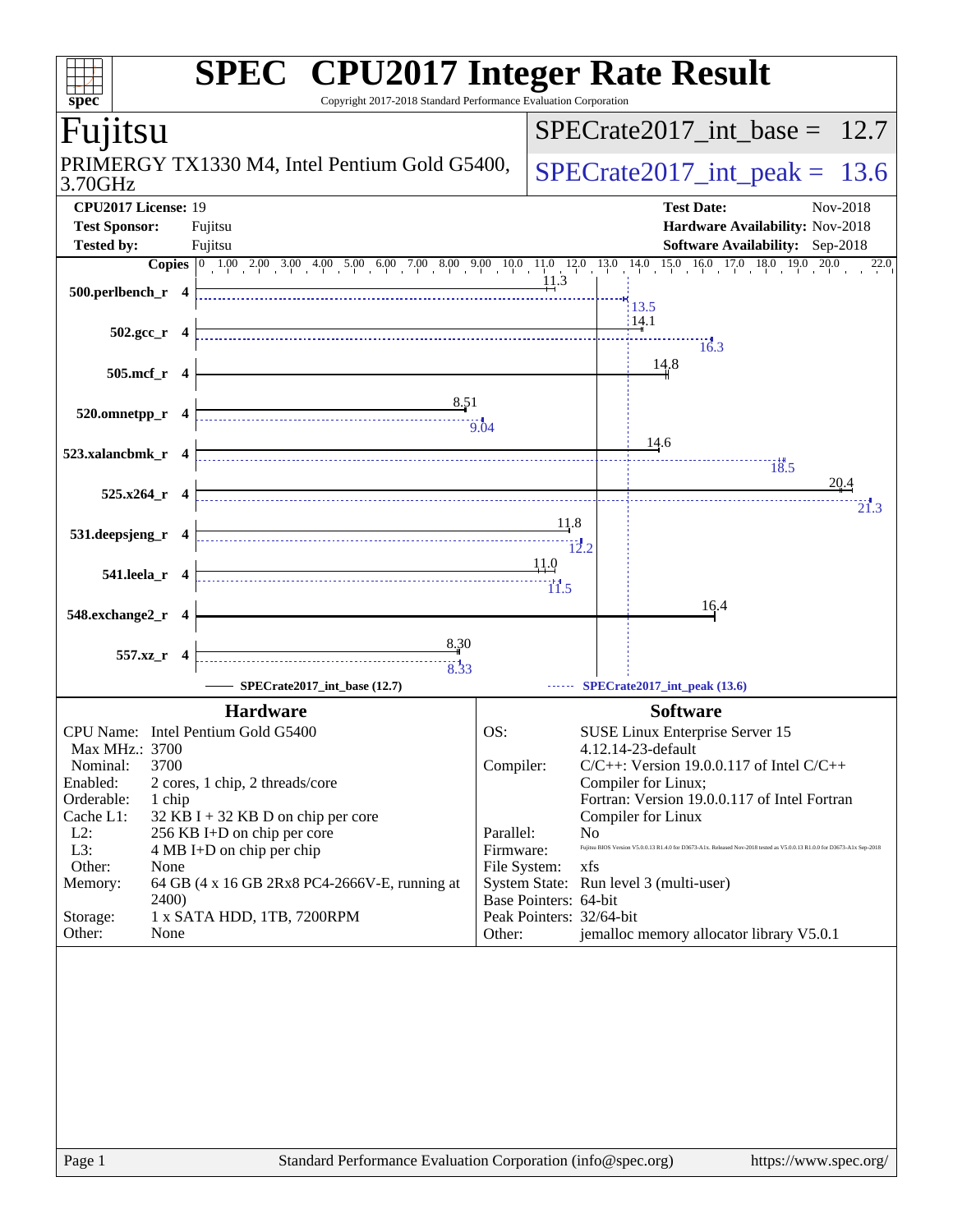# SPEC CPU2017 Integer Rate Result

Copyright 2017-2018 Standard Performance Evaluation Corporation

## Fujitsu

PRIMERGY TX1330 M4, Intel Pentium Gold G5400, 3.70GHz

SPECrate2017_int_base = 12.7

SPECrate2017_int_peak = 13.6

| | | | |
|---|---|---|---|
| **CPU2017 License:** | 19 | **Test Date:** | Nov-2018 |
| **Test Sponsor:** | Fujitsu | **Hardware Availability:** | Nov-2018 |
| **Tested by:** | Fujitsu | **Software Availability:** | Sep-2018 |

| Benchmark | Copies | Base | Peak |
|---|---|---|---|
| 500.perlbench_r | 4 | 11.3 | 13.5 |
| 502.gcc_r | 4 | 14.1 | 16.3 |
| 505.mcf_r | 4 | 14.8 | |
| 520.omnetpp_r | 4 | 8.51 | 9.04 |
| 523.xalancbmk_r | 4 | 14.6 | 18.5 |
| 525.x264_r | 4 | 20.4 | 21.3 |
| 531.deepsjeng_r | 4 | 11.8 | 12.2 |
| 541.leela_r | 4 | 11.0 | 11.5 |
| 548.exchange2_r | 4 | 16.4 | |
| 557.xz_r | 4 | 8.30 | 8.33 |

SPECrate2017_int_base (12.7) — SPECrate2017_int_peak (13.6)

### Hardware

| | |
|---|---|
| CPU Name: | Intel Pentium Gold G5400 |
| Max MHz.: | 3700 |
| Nominal: | 3700 |
| Enabled: | 2 cores, 1 chip, 2 threads/core |
| Orderable: | 1 chip |
| Cache L1: | 32 KB I + 32 KB D on chip per core |
| L2: | 256 KB I+D on chip per core |
| L3: | 4 MB I+D on chip per chip |
| Other: | None |
| Memory: | 64 GB (4 x 16 GB 2Rx8 PC4-2666V-E, running at 2400) |
| Storage: | 1 x SATA HDD, 1TB, 7200RPM |
| Other: | None |

### Software

| | |
|---|---|
| OS: | SUSE Linux Enterprise Server 15 4.12.14-23-default |
| Compiler: | C/C++: Version 19.0.0.117 of Intel C/C++ Compiler for Linux; Fortran: Version 19.0.0.117 of Intel Fortran Compiler for Linux |
| Parallel: | No |
| Firmware: | Fujitsu BIOS Version V5.0.0.13 R1.4.0 for D3673-A1x. Released Nov-2018 tested as V5.0.0.13 R1.0.0 for D3673-A1x Sep-2018 |
| File System: | xfs |
| System State: | Run level 3 (multi-user) |
| Base Pointers: | 64-bit |
| Peak Pointers: | 32/64-bit |
| Other: | jemalloc memory allocator library V5.0.1 |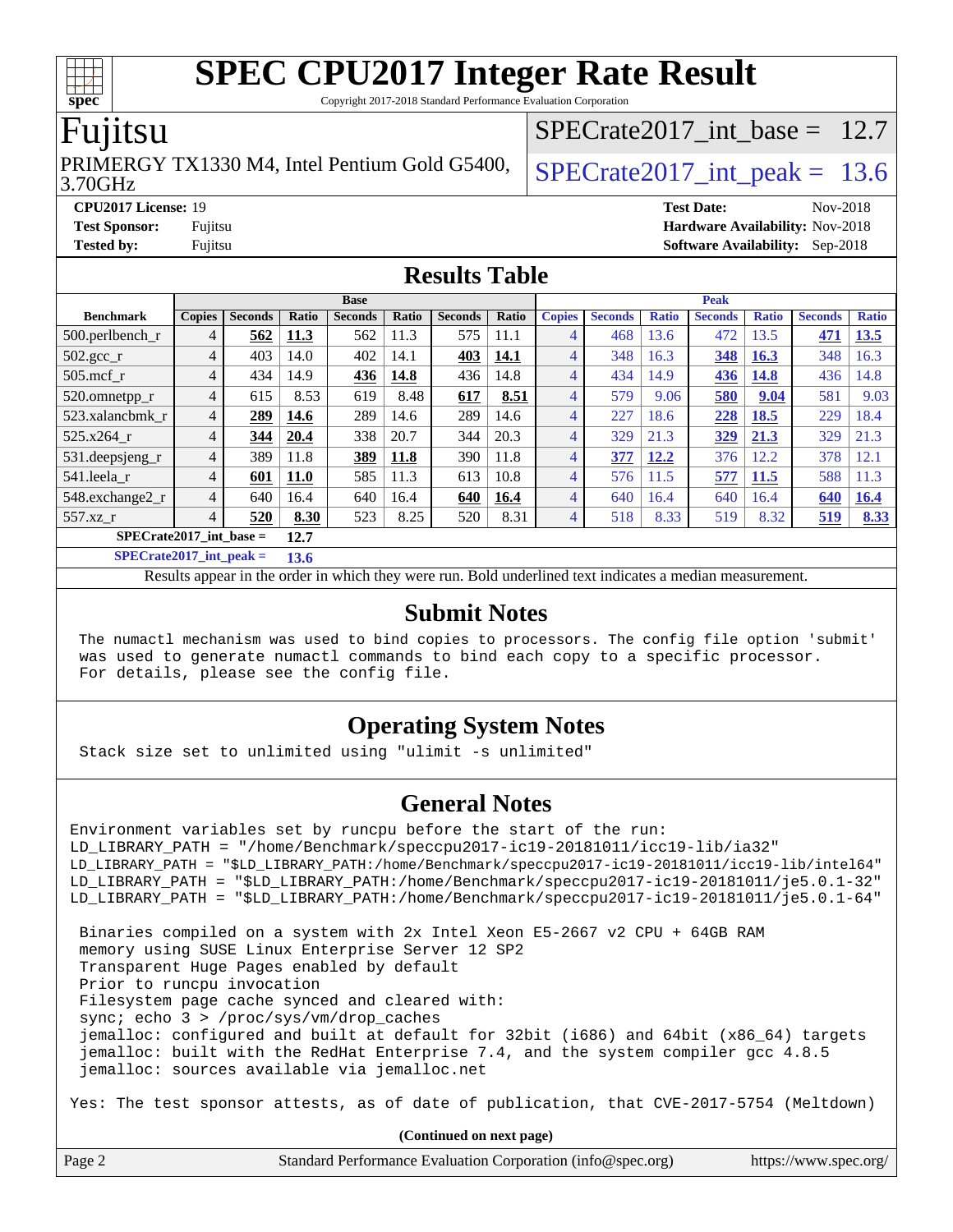# SPEC CPU2017 Integer Rate Result

Copyright 2017-2018 Standard Performance Evaluation Corporation

## Fujitsu

PRIMERGY TX1330 M4, Intel Pentium Gold G5400, 3.70GHz

SPECrate2017_int_base = 12.7

SPECrate2017_int_peak = 13.6

**CPU2017 License:** 19
**Test Sponsor:** Fujitsu
**Tested by:** Fujitsu

**Test Date:** Nov-2018
**Hardware Availability:** Nov-2018
**Software Availability:** Sep-2018

## Results Table

| | Base | | | | | | | Peak | | | | | | |
|---|---|---|---|---|---|---|---|---|---|---|---|---|---|---|
| **Benchmark** | **Copies** | **Seconds** | **Ratio** | **Seconds** | **Ratio** | **Seconds** | **Ratio** | **Copies** | **Seconds** | **Ratio** | **Seconds** | **Ratio** | **Seconds** | **Ratio** |
| 500.perlbench_r | 4 | **562** | **11.3** | 562 | 11.3 | 575 | 11.1 | 4 | 468 | 13.6 | 472 | 13.5 | **471** | **13.5** |
| 502.gcc_r | 4 | 403 | 14.0 | 402 | 14.1 | **403** | **14.1** | 4 | 348 | 16.3 | **348** | **16.3** | 348 | 16.3 |
| 505.mcf_r | 4 | 434 | 14.9 | **436** | **14.8** | 436 | 14.8 | 4 | 434 | 14.9 | **436** | **14.8** | 436 | 14.8 |
| 520.omnetpp_r | 4 | 615 | 8.53 | 619 | 8.48 | **617** | **8.51** | 4 | 579 | 9.06 | **580** | **9.04** | 581 | 9.03 |
| 523.xalancbmk_r | 4 | **289** | **14.6** | 289 | 14.6 | 289 | 14.6 | 4 | 227 | 18.6 | **228** | **18.5** | 229 | 18.4 |
| 525.x264_r | 4 | **344** | **20.4** | 338 | 20.7 | 344 | 20.3 | 4 | 329 | 21.3 | **329** | **21.3** | 329 | 21.3 |
| 531.deepsjeng_r | 4 | 389 | 11.8 | **389** | **11.8** | 390 | 11.8 | 4 | **377** | **12.2** | 376 | 12.2 | 378 | 12.1 |
| 541.leela_r | 4 | **601** | **11.0** | 585 | 11.3 | 613 | 10.8 | 4 | 576 | 11.5 | **577** | **11.5** | 588 | 11.3 |
| 548.exchange2_r | 4 | 640 | 16.4 | 640 | 16.4 | **640** | **16.4** | 4 | 640 | 16.4 | 640 | 16.4 | **640** | **16.4** |
| 557.xz_r | 4 | **520** | **8.30** | 523 | 8.25 | 520 | 8.31 | 4 | 518 | 8.33 | 519 | 8.32 | **519** | **8.33** |

**SPECrate2017_int_base = 12.7**

**SPECrate2017_int_peak = 13.6**

Results appear in the order in which they were run. Bold underlined text indicates a median measurement.

## Submit Notes

```
The numactl mechanism was used to bind copies to processors. The config file option 'submit'
was used to generate numactl commands to bind each copy to a specific processor.
For details, please see the config file.
```

## Operating System Notes

```
Stack size set to unlimited using "ulimit -s unlimited"
```

## General Notes

```
Environment variables set by runcpu before the start of the run:
LD_LIBRARY_PATH = "/home/Benchmark/speccpu2017-ic19-20181011/icc19-lib/ia32"
LD_LIBRARY_PATH = "$LD_LIBRARY_PATH:/home/Benchmark/speccpu2017-ic19-20181011/icc19-lib/intel64"
LD_LIBRARY_PATH = "$LD_LIBRARY_PATH:/home/Benchmark/speccpu2017-ic19-20181011/je5.0.1-32"
LD_LIBRARY_PATH = "$LD_LIBRARY_PATH:/home/Benchmark/speccpu2017-ic19-20181011/je5.0.1-64"

 Binaries compiled on a system with 2x Intel Xeon E5-2667 v2 CPU + 64GB RAM
 memory using SUSE Linux Enterprise Server 12 SP2
 Transparent Huge Pages enabled by default
 Prior to runcpu invocation
 Filesystem page cache synced and cleared with:
 sync; echo 3 > /proc/sys/vm/drop_caches
 jemalloc: configured and built at default for 32bit (i686) and 64bit (x86_64) targets
 jemalloc: built with the RedHat Enterprise 7.4, and the system compiler gcc 4.8.5
 jemalloc: sources available via jemalloc.net

Yes: The test sponsor attests, as of date of publication, that CVE-2017-5754 (Meltdown)
```

**(Continued on next page)**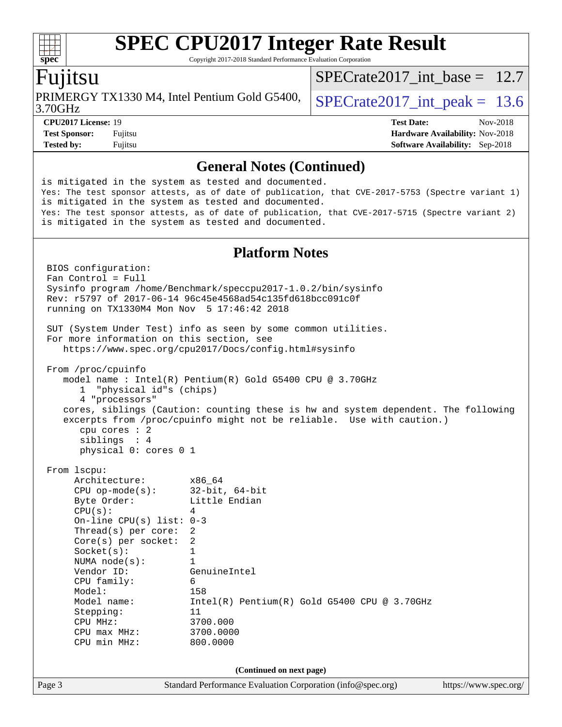## General Notes (Continued)

```
is mitigated in the system as tested and documented.
Yes: The test sponsor attests, as of date of publication, that CVE-2017-5753 (Spectre variant 1)
is mitigated in the system as tested and documented.
Yes: The test sponsor attests, as of date of publication, that CVE-2017-5715 (Spectre variant 2)
is mitigated in the system as tested and documented.
```

## Platform Notes

```
BIOS configuration:
Fan Control = Full
Sysinfo program /home/Benchmark/speccpu2017-1.0.2/bin/sysinfo
Rev: r5797 of 2017-06-14 96c45e4568ad54c135fd618bcc091c0f
running on TX1330M4 Mon Nov  5 17:46:42 2018

SUT (System Under Test) info as seen by some common utilities.
For more information on this section, see
   https://www.spec.org/cpu2017/Docs/config.html#sysinfo

From /proc/cpuinfo
   model name : Intel(R) Pentium(R) Gold G5400 CPU @ 3.70GHz
      1  "physical id"s (chips)
      4 "processors"
   cores, siblings (Caution: counting these is hw and system dependent. The following
   excerpts from /proc/cpuinfo might not be reliable.  Use with caution.)
      cpu cores : 2
      siblings  : 4
      physical 0: cores 0 1

From lscpu:
     Architecture:          x86_64
     CPU op-mode(s):        32-bit, 64-bit
     Byte Order:            Little Endian
     CPU(s):                4
     On-line CPU(s) list: 0-3
     Thread(s) per core:  2
     Core(s) per socket:  2
     Socket(s):           1
     NUMA node(s):        1
     Vendor ID:           GenuineIntel
     CPU family:          6
     Model:               158
     Model name:          Intel(R) Pentium(R) Gold G5400 CPU @ 3.70GHz
     Stepping:            11
     CPU MHz:             3700.000
     CPU max MHz:         3700.0000
     CPU min MHz:         800.0000
```

(Continued on next page)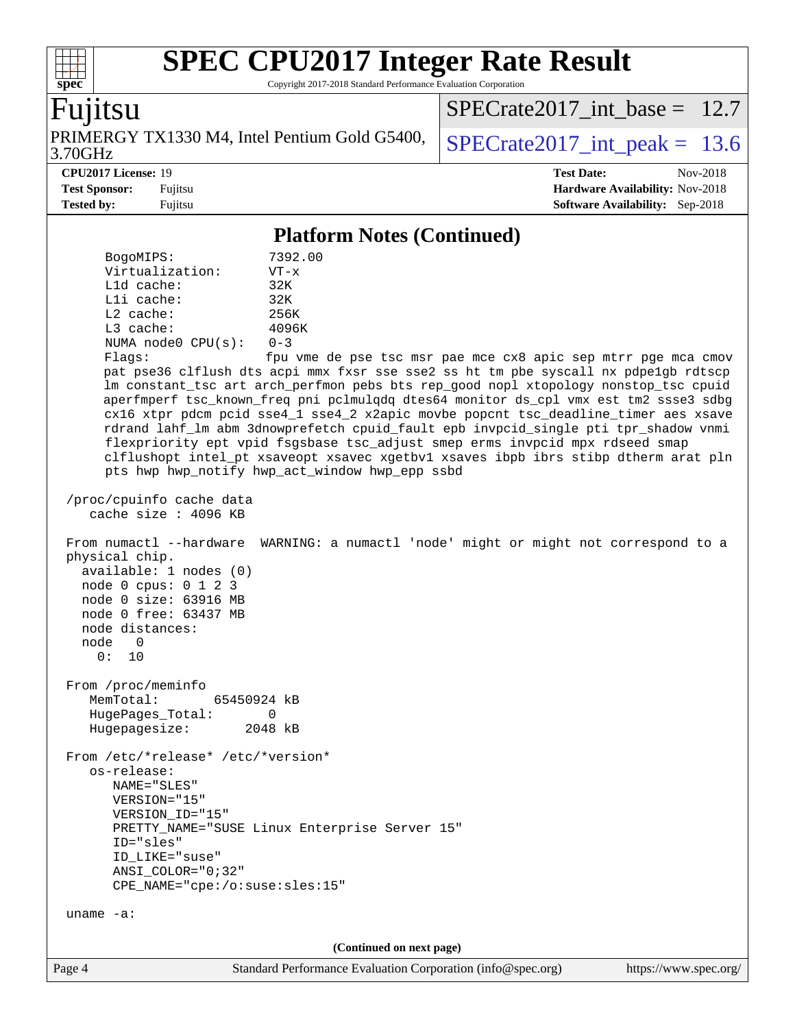## Platform Notes (Continued)

```
      BogoMIPS:              7392.00
      Virtualization:        VT-x
      L1d cache:             32K
      L1i cache:             32K
      L2 cache:              256K
      L3 cache:              4096K
      NUMA node0 CPU(s):     0-3
      Flags:                 fpu vme de pse tsc msr pae mce cx8 apic sep mtrr pge mca cmov
      pat pse36 clflush dts acpi mmx fxsr sse sse2 ss ht tm pbe syscall nx pdpe1gb rdtscp
      lm constant_tsc art arch_perfmon pebs bts rep_good nopl xtopology nonstop_tsc cpuid
      aperfmperf tsc_known_freq pni pclmulqdq dtes64 monitor ds_cpl vmx est tm2 ssse3 sdbg
      cx16 xtpr pdcm pcid sse4_1 sse4_2 x2apic movbe popcnt tsc_deadline_timer aes xsave
      rdrand lahf_lm abm 3dnowprefetch cpuid_fault epb invpcid_single pti tpr_shadow vnmi
      flexpriority ept vpid fsgsbase tsc_adjust smep erms invpcid mpx rdseed smap
      clflushopt intel_pt xsaveopt xsavec xgetbv1 xsaves ibpb ibrs stibp dtherm arat pln
      pts hwp hwp_notify hwp_act_window hwp_epp ssbd

 /proc/cpuinfo cache data
    cache size : 4096 KB

 From numactl --hardware  WARNING: a numactl 'node' might or might not correspond to a
 physical chip.
   available: 1 nodes (0)
   node 0 cpus: 0 1 2 3
   node 0 size: 63916 MB
   node 0 free: 63437 MB
   node distances:
   node   0
     0:  10

 From /proc/meminfo
    MemTotal:       65450924 kB
    HugePages_Total:       0
    Hugepagesize:       2048 kB

 From /etc/*release* /etc/*version*
    os-release:
       NAME="SLES"
       VERSION="15"
       VERSION_ID="15"
       PRETTY_NAME="SUSE Linux Enterprise Server 15"
       ID="sles"
       ID_LIKE="suse"
       ANSI_COLOR="0;32"
       CPE_NAME="cpe:/o:suse:sles:15"

 uname -a:
```

(Continued on next page)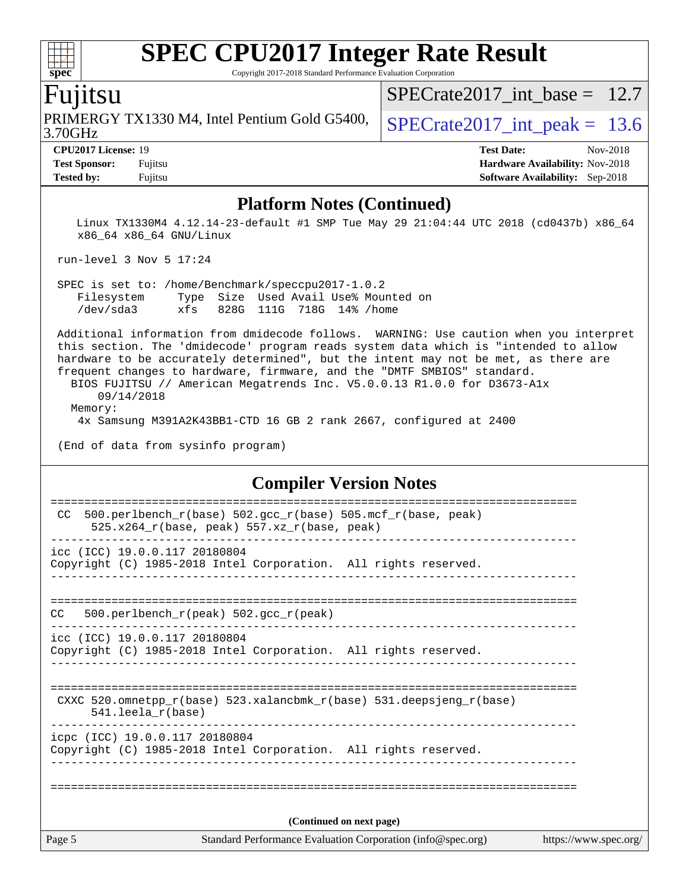## Platform Notes (Continued)

```
   Linux TX1330M4 4.12.14-23-default #1 SMP Tue May 29 21:04:44 UTC 2018 (cd0437b) x86_64
   x86_64 x86_64 GNU/Linux

run-level 3 Nov 5 17:24

SPEC is set to: /home/Benchmark/speccpu2017-1.0.2
   Filesystem     Type  Size  Used Avail Use% Mounted on
   /dev/sda3      xfs   828G  111G  718G  14% /home

Additional information from dmidecode follows.  WARNING: Use caution when you interpret
this section. The 'dmidecode' program reads system data which is "intended to allow
hardware to be accurately determined", but the intent may not be met, as there are
frequent changes to hardware, firmware, and the "DMTF SMBIOS" standard.
  BIOS FUJITSU // American Megatrends Inc. V5.0.0.13 R1.0.0 for D3673-A1x
      09/14/2018
  Memory:
    4x Samsung M391A2K43BB1-CTD 16 GB 2 rank 2667, configured at 2400

(End of data from sysinfo program)
```

## Compiler Version Notes

```
==============================================================================
 CC  500.perlbench_r(base) 502.gcc_r(base) 505.mcf_r(base, peak)
      525.x264_r(base, peak) 557.xz_r(base, peak)
------------------------------------------------------------------------------
icc (ICC) 19.0.0.117 20180804
Copyright (C) 1985-2018 Intel Corporation.  All rights reserved.
------------------------------------------------------------------------------

==============================================================================
CC   500.perlbench_r(peak) 502.gcc_r(peak)
------------------------------------------------------------------------------
icc (ICC) 19.0.0.117 20180804
Copyright (C) 1985-2018 Intel Corporation.  All rights reserved.
------------------------------------------------------------------------------

==============================================================================
 CXXC 520.omnetpp_r(base) 523.xalancbmk_r(base) 531.deepsjeng_r(base)
      541.leela_r(base)
------------------------------------------------------------------------------
icpc (ICC) 19.0.0.117 20180804
Copyright (C) 1985-2018 Intel Corporation.  All rights reserved.
------------------------------------------------------------------------------

==============================================================================
```

(Continued on next page)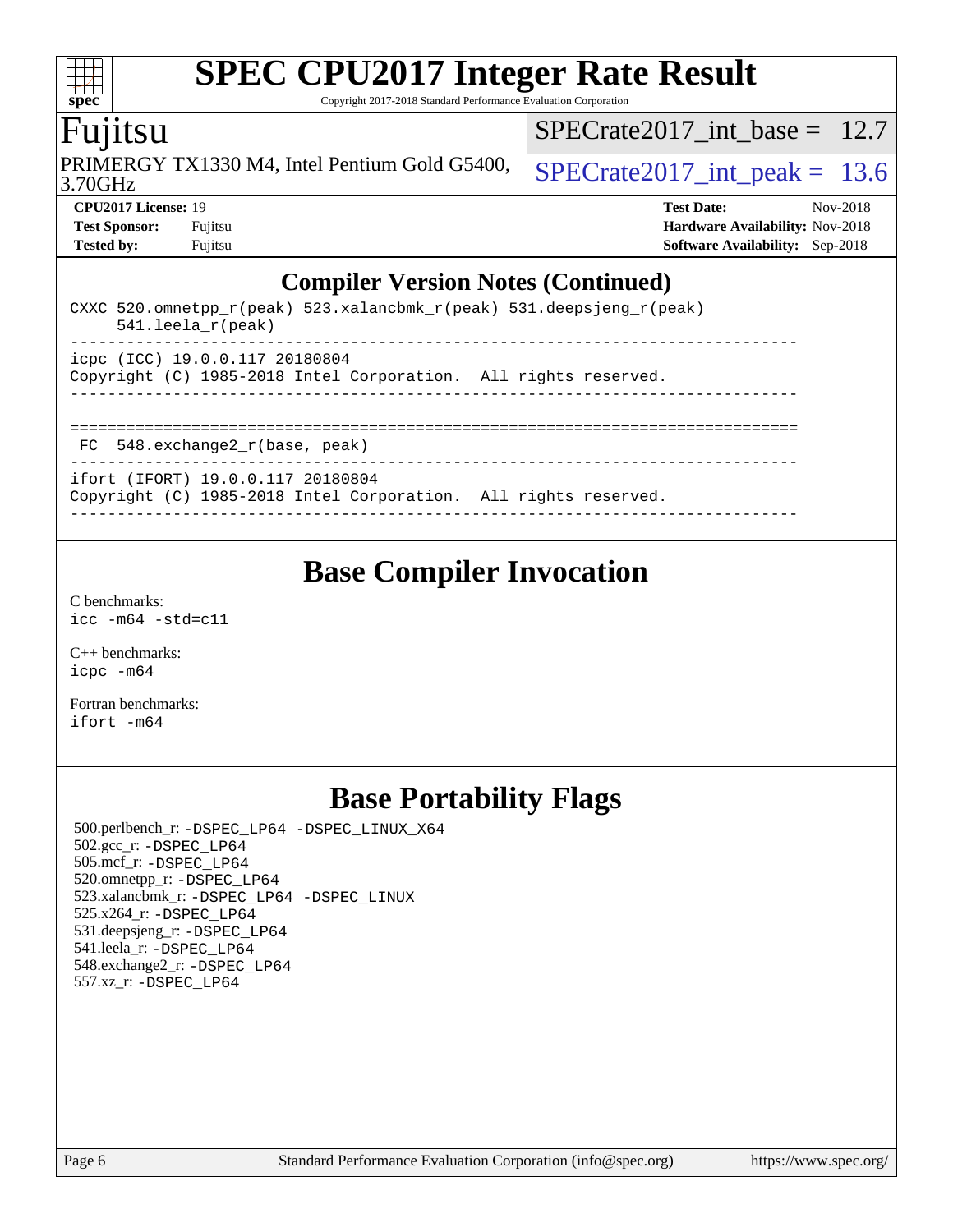# SPEC CPU2017 Integer Rate Result

Copyright 2017-2018 Standard Performance Evaluation Corporation

## Fujitsu

PRIMERGY TX1330 M4, Intel Pentium Gold G5400, 3.70GHz

SPECrate2017_int_base = 12.7

SPECrate2017_int_peak = 13.6

**CPU2017 License:** 19
**Test Sponsor:** Fujitsu
**Tested by:** Fujitsu

**Test Date:** Nov-2018
**Hardware Availability:** Nov-2018
**Software Availability:** Sep-2018

## Compiler Version Notes (Continued)

```
CXXC 520.omnetpp_r(peak) 523.xalancbmk_r(peak) 531.deepsjeng_r(peak)
      541.leela_r(peak)
------------------------------------------------------------------------------
icpc (ICC) 19.0.0.117 20180804
Copyright (C) 1985-2018 Intel Corporation.  All rights reserved.
------------------------------------------------------------------------------

==============================================================================
 FC  548.exchange2_r(base, peak)
------------------------------------------------------------------------------
ifort (IFORT) 19.0.0.117 20180804
Copyright (C) 1985-2018 Intel Corporation.  All rights reserved.
------------------------------------------------------------------------------
```

## Base Compiler Invocation

C benchmarks:
`icc -m64 -std=c11`

C++ benchmarks:
`icpc -m64`

Fortran benchmarks:
`ifort -m64`

## Base Portability Flags

500.perlbench_r: `-DSPEC_LP64 -DSPEC_LINUX_X64`
502.gcc_r: `-DSPEC_LP64`
505.mcf_r: `-DSPEC_LP64`
520.omnetpp_r: `-DSPEC_LP64`
523.xalancbmk_r: `-DSPEC_LP64 -DSPEC_LINUX`
525.x264_r: `-DSPEC_LP64`
531.deepsjeng_r: `-DSPEC_LP64`
541.leela_r: `-DSPEC_LP64`
548.exchange2_r: `-DSPEC_LP64`
557.xz_r: `-DSPEC_LP64`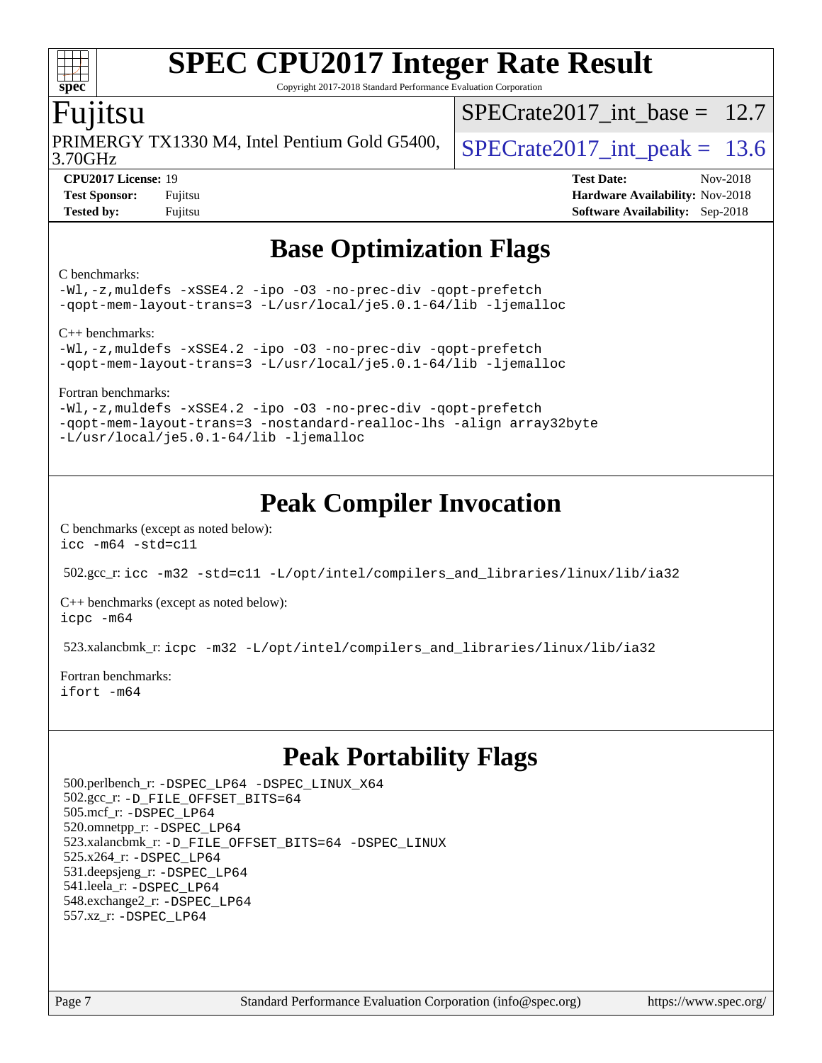# SPEC CPU2017 Integer Rate Result

Copyright 2017-2018 Standard Performance Evaluation Corporation

## Fujitsu

PRIMERGY TX1330 M4, Intel Pentium Gold G5400, 3.70GHz

SPECrate2017_int_base = 12.7

SPECrate2017_int_peak = 13.6

**CPU2017 License:** 19
**Test Sponsor:** Fujitsu
**Tested by:** Fujitsu

**Test Date:** Nov-2018
**Hardware Availability:** Nov-2018
**Software Availability:** Sep-2018

## Base Optimization Flags

C benchmarks:

```
-Wl,-z,muldefs -xSSE4.2 -ipo -O3 -no-prec-div -qopt-prefetch
-qopt-mem-layout-trans=3 -L/usr/local/je5.0.1-64/lib -ljemalloc
```

C++ benchmarks:

```
-Wl,-z,muldefs -xSSE4.2 -ipo -O3 -no-prec-div -qopt-prefetch
-qopt-mem-layout-trans=3 -L/usr/local/je5.0.1-64/lib -ljemalloc
```

Fortran benchmarks:

```
-Wl,-z,muldefs -xSSE4.2 -ipo -O3 -no-prec-div -qopt-prefetch
-qopt-mem-layout-trans=3 -nostandard-realloc-lhs -align array32byte
-L/usr/local/je5.0.1-64/lib -ljemalloc
```

## Peak Compiler Invocation

C benchmarks (except as noted below):
`icc -m64 -std=c11`

502.gcc_r: `icc -m32 -std=c11 -L/opt/intel/compilers_and_libraries/linux/lib/ia32`

C++ benchmarks (except as noted below):
`icpc -m64`

523.xalancbmk_r: `icpc -m32 -L/opt/intel/compilers_and_libraries/linux/lib/ia32`

Fortran benchmarks:
`ifort -m64`

## Peak Portability Flags

500.perlbench_r: `-DSPEC_LP64 -DSPEC_LINUX_X64`
502.gcc_r: `-D_FILE_OFFSET_BITS=64`
505.mcf_r: `-DSPEC_LP64`
520.omnetpp_r: `-DSPEC_LP64`
523.xalancbmk_r: `-D_FILE_OFFSET_BITS=64 -DSPEC_LINUX`
525.x264_r: `-DSPEC_LP64`
531.deepsjeng_r: `-DSPEC_LP64`
541.leela_r: `-DSPEC_LP64`
548.exchange2_r: `-DSPEC_LP64`
557.xz_r: `-DSPEC_LP64`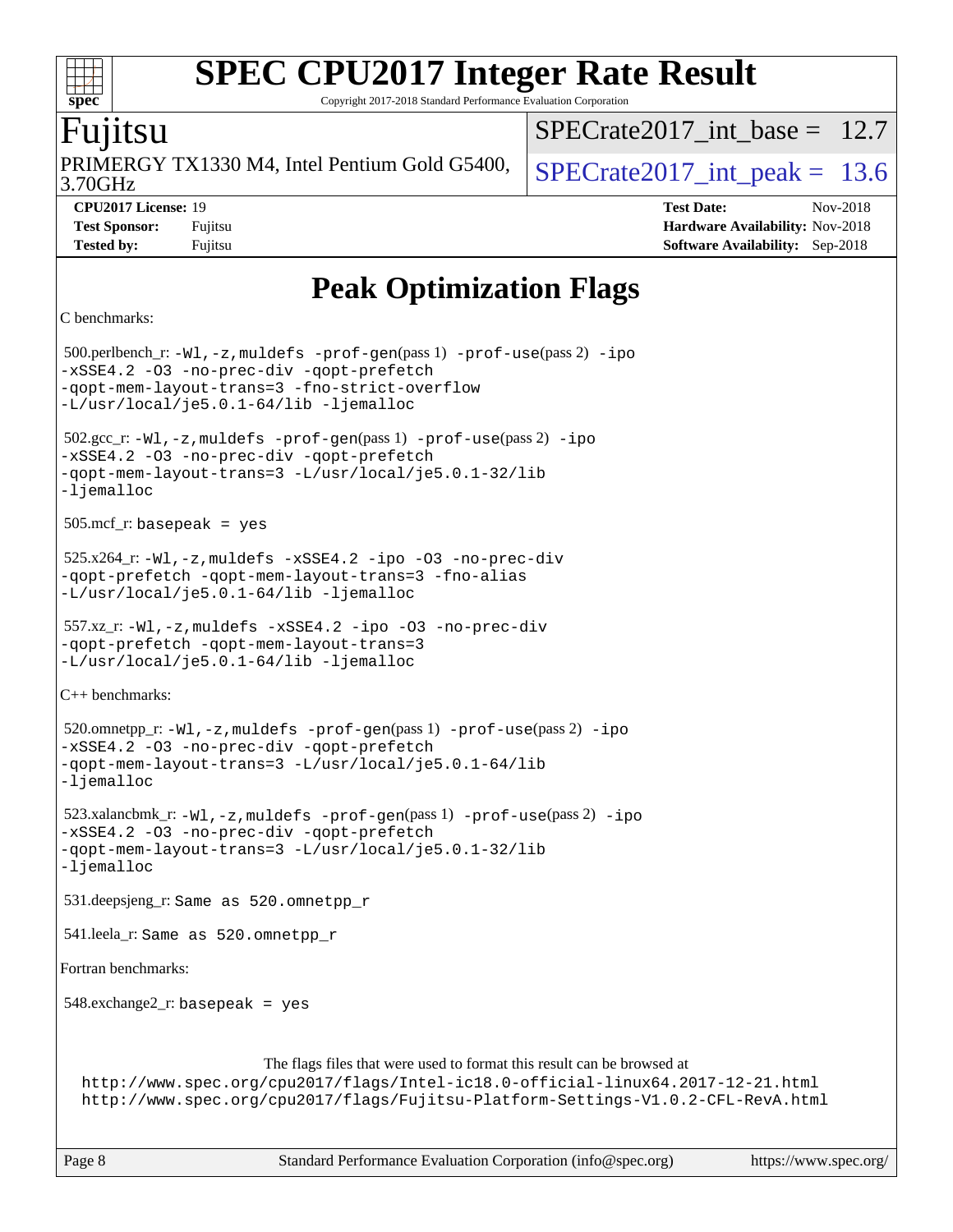# SPEC CPU2017 Integer Rate Result

Copyright 2017-2018 Standard Performance Evaluation Corporation

**Fujitsu**

PRIMERGY TX1330 M4, Intel Pentium Gold G5400, 3.70GHz

SPECrate2017_int_base = 12.7

SPECrate2017_int_peak = 13.6

**CPU2017 License:** 19
**Test Sponsor:** Fujitsu
**Tested by:** Fujitsu

**Test Date:** Nov-2018
**Hardware Availability:** Nov-2018
**Software Availability:** Sep-2018

## Peak Optimization Flags

C benchmarks:

500.perlbench_r: `-Wl,-z,muldefs -prof-gen`(pass 1) `-prof-use`(pass 2) `-ipo -xSSE4.2 -O3 -no-prec-div -qopt-prefetch -qopt-mem-layout-trans=3 -fno-strict-overflow -L/usr/local/je5.0.1-64/lib -ljemalloc`

502.gcc_r: `-Wl,-z,muldefs -prof-gen`(pass 1) `-prof-use`(pass 2) `-ipo -xSSE4.2 -O3 -no-prec-div -qopt-prefetch -qopt-mem-layout-trans=3 -L/usr/local/je5.0.1-32/lib -ljemalloc`

505.mcf_r: `basepeak = yes`

525.x264_r: `-Wl,-z,muldefs -xSSE4.2 -ipo -O3 -no-prec-div -qopt-prefetch -qopt-mem-layout-trans=3 -fno-alias -L/usr/local/je5.0.1-64/lib -ljemalloc`

557.xz_r: `-Wl,-z,muldefs -xSSE4.2 -ipo -O3 -no-prec-div -qopt-prefetch -qopt-mem-layout-trans=3 -L/usr/local/je5.0.1-64/lib -ljemalloc`

C++ benchmarks:

520.omnetpp_r: `-Wl,-z,muldefs -prof-gen`(pass 1) `-prof-use`(pass 2) `-ipo -xSSE4.2 -O3 -no-prec-div -qopt-prefetch -qopt-mem-layout-trans=3 -L/usr/local/je5.0.1-64/lib -ljemalloc`

523.xalancbmk_r: `-Wl,-z,muldefs -prof-gen`(pass 1) `-prof-use`(pass 2) `-ipo -xSSE4.2 -O3 -no-prec-div -qopt-prefetch -qopt-mem-layout-trans=3 -L/usr/local/je5.0.1-32/lib -ljemalloc`

531.deepsjeng_r: `Same as 520.omnetpp_r`

541.leela_r: `Same as 520.omnetpp_r`

Fortran benchmarks:

548.exchange2_r: `basepeak = yes`

The flags files that were used to format this result can be browsed at

http://www.spec.org/cpu2017/flags/Intel-ic18.0-official-linux64.2017-12-21.html
http://www.spec.org/cpu2017/flags/Fujitsu-Platform-Settings-V1.0.2-CFL-RevA.html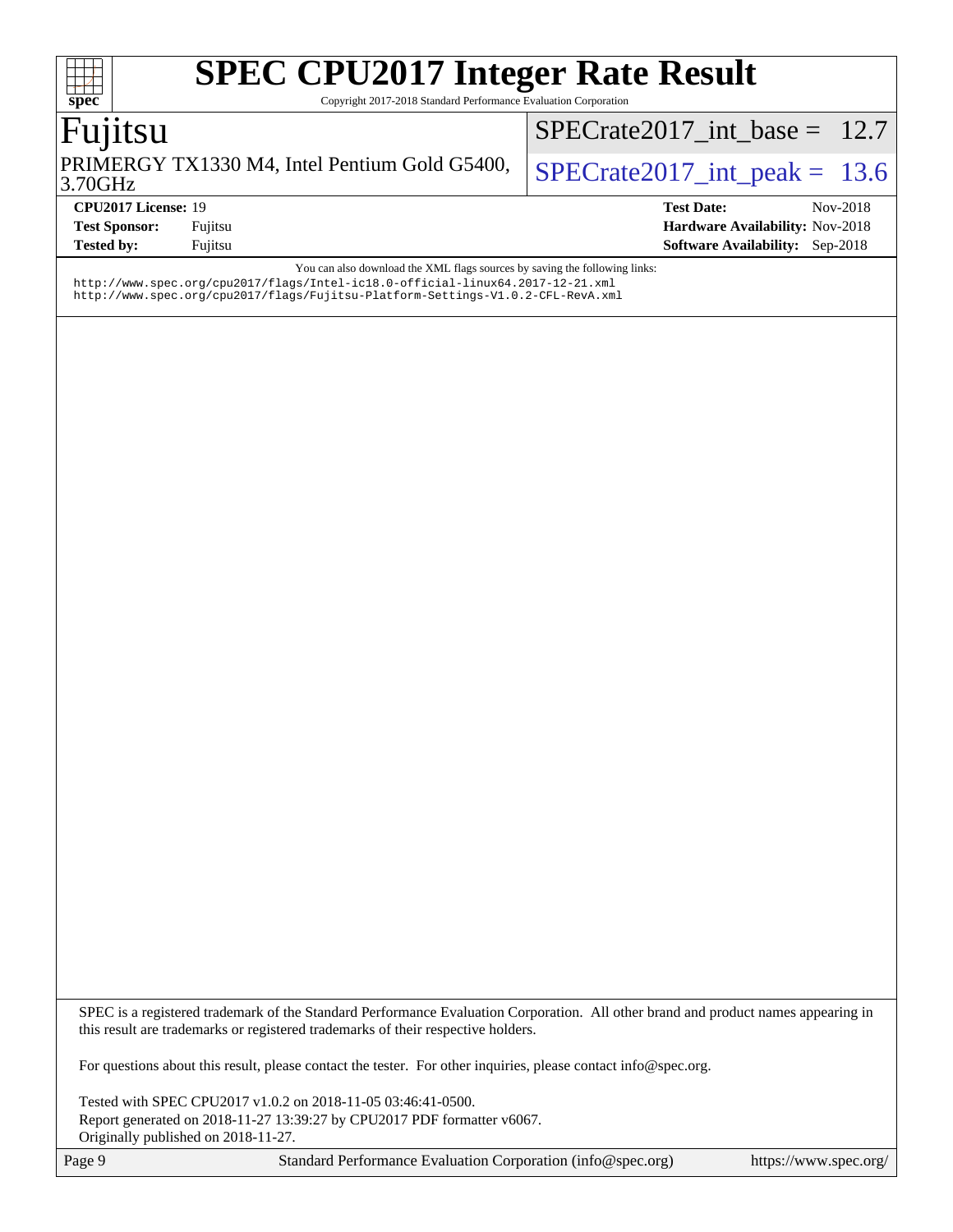You can also download the XML flags sources by saving the following links:

http://www.spec.org/cpu2017/flags/Intel-ic18.0-official-linux64.2017-12-21.xml
http://www.spec.org/cpu2017/flags/Fujitsu-Platform-Settings-V1.0.2-CFL-RevA.xml

SPEC is a registered trademark of the Standard Performance Evaluation Corporation. All other brand and product names appearing in this result are trademarks or registered trademarks of their respective holders.

For questions about this result, please contact the tester. For other inquiries, please contact info@spec.org.

Tested with SPEC CPU2017 v1.0.2 on 2018-11-05 03:46:41-0500.
Report generated on 2018-11-27 13:39:27 by CPU2017 PDF formatter v6067.
Originally published on 2018-11-27.